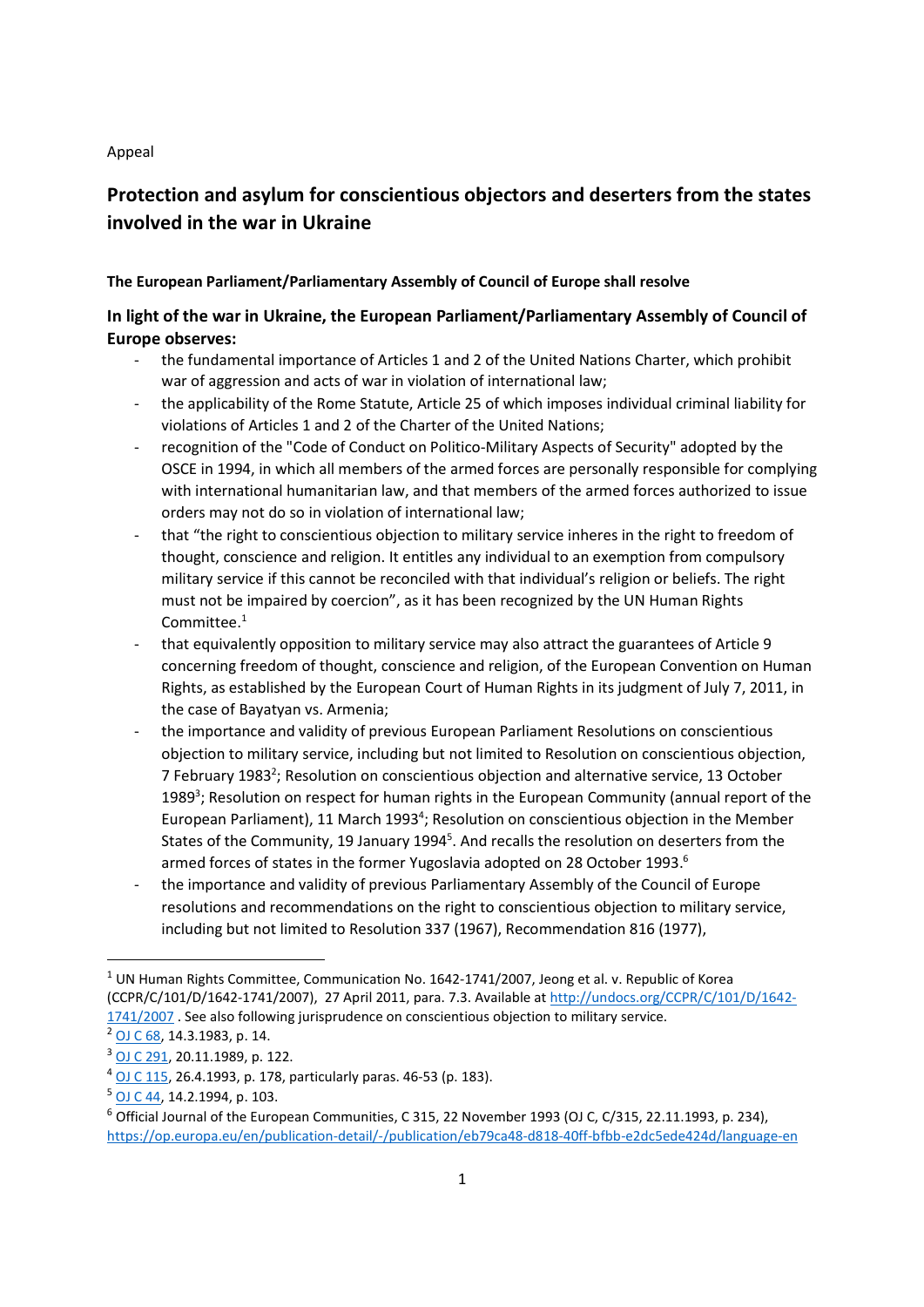Appeal

# Protection and asylum for conscientious objectors and deserters from the states involved in the war in Ukraine

**The European Parliament/Parliamentary Assembly of Council of Europe shall resolve**

## In light of the war in Ukraine, the European Parliament/Parliamentary Assembly of Council of Europe observes:

- the fundamental importance of Articles 1 and 2 of the United Nations Charter, which prohibit war of aggression and acts of war in violation of international law;
- the applicability of the Rome Statute, Article 25 of which imposes individual criminal liability for violations of Articles 1 and 2 of the Charter of the United Nations;
- recognition of the "Code of Conduct on Politico-Military Aspects of Security" adopted by the OSCE in 1994, in which all members of the armed forces are personally responsible for complying with international humanitarian law, and that members of the armed forces authorized to issue orders may not do so in violation of international law;
- that "the right to conscientious objection to military service inheres in the right to freedom of thought, conscience and religion. It entitles any individual to an exemption from compulsory military service if this cannot be reconciled with that individual's religion or beliefs. The right must not be impaired by coercion", as it has been recognized by the UN Human Rights Committee.[1]
- that equivalently opposition to military service may also attract the guarantees of Article 9 concerning freedom of thought, conscience and religion, of the European Convention on Human Rights, as established by the European Court of Human Rights in its judgment of July 7, 2011, in the case of Bayatyan vs. Armenia;
- the importance and validity of previous European Parliament Resolutions on conscientious objection to military service, including but not limited to Resolution on conscientious objection, 7 February 1983[2]; Resolution on conscientious objection and alternative service, 13 October 1989[3]; Resolution on respect for human rights in the European Community (annual report of the European Parliament), 11 March 1993[4]; Resolution on conscientious objection in the Member States of the Community, 19 January 1994[5]. And recalls the resolution on deserters from the armed forces of states in the former Yugoslavia adopted on 28 October 1993.[6]
- the importance and validity of previous Parliamentary Assembly of the Council of Europe resolutions and recommendations on the right to conscientious objection to military service, including but not limited to Resolution 337 (1967), Recommendation 816 (1977),

---

[1] UN Human Rights Committee, Communication No. 1642-1741/2007, Jeong et al. v. Republic of Korea (CCPR/C/101/D/1642-1741/2007), 27 April 2011, para. 7.3. Available at http://undocs.org/CCPR/C/101/D/1642-1741/2007 . See also following jurisprudence on conscientious objection to military service.

[2] OJ C 68, 14.3.1983, p. 14.

[3] OJ C 291, 20.11.1989, p. 122.

[4] OJ C 115, 26.4.1993, p. 178, particularly paras. 46-53 (p. 183).

[5] OJ C 44, 14.2.1994, p. 103.

[6] Official Journal of the European Communities, C 315, 22 November 1993 (OJ C, C/315, 22.11.1993, p. 234), https://op.europa.eu/en/publication-detail/-/publication/eb79ca48-d818-40ff-bfbb-e2dc5ede424d/language-en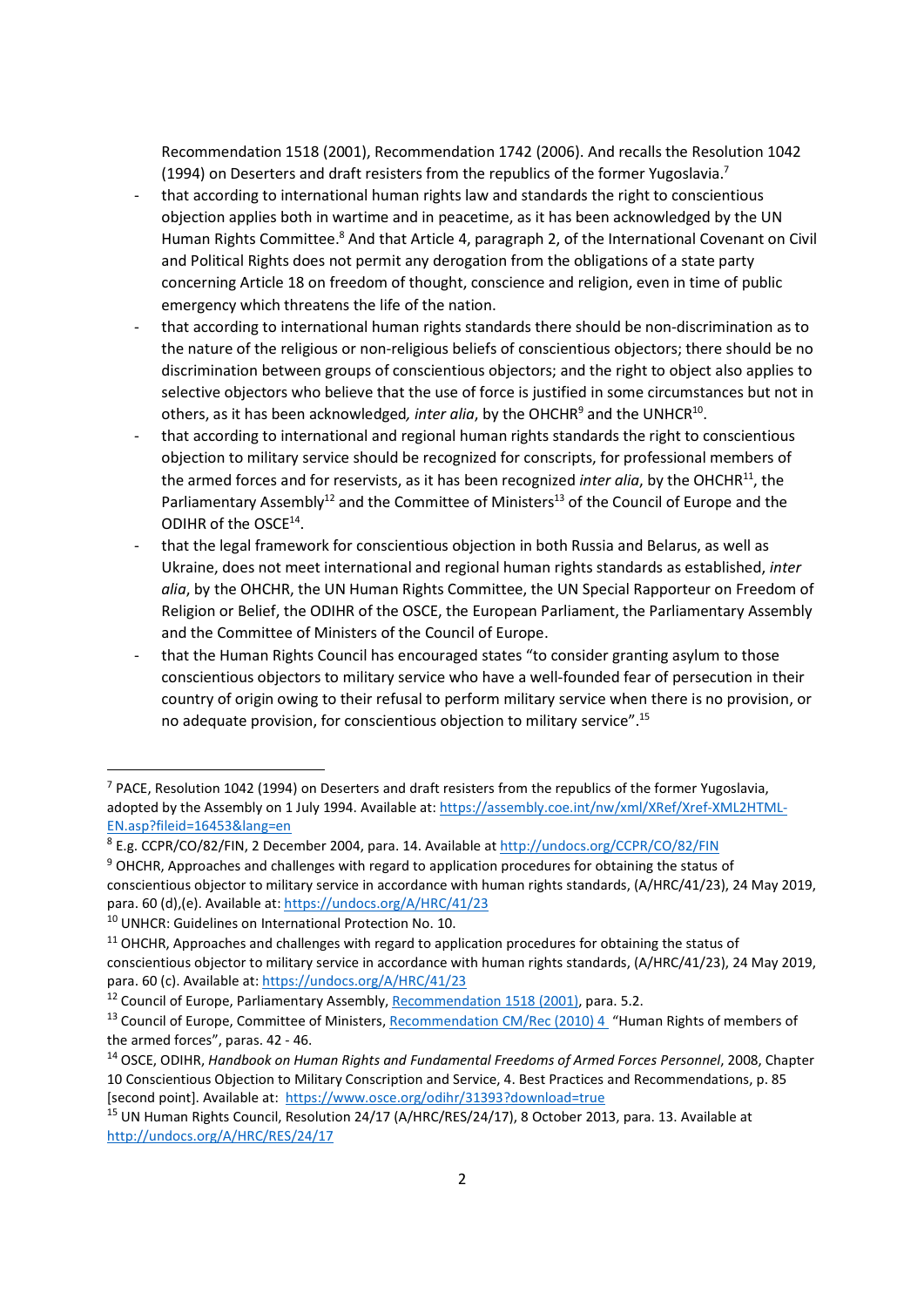Recommendation 1518 (2001), Recommendation 1742 (2006). And recalls the Resolution 1042 (1994) on Deserters and draft resisters from the republics of the former Yugoslavia.[7]

- that according to international human rights law and standards the right to conscientious objection applies both in wartime and in peacetime, as it has been acknowledged by the UN Human Rights Committee.[8] And that Article 4, paragraph 2, of the International Covenant on Civil and Political Rights does not permit any derogation from the obligations of a state party concerning Article 18 on freedom of thought, conscience and religion, even in time of public emergency which threatens the life of the nation.
- that according to international human rights standards there should be non-discrimination as to the nature of the religious or non-religious beliefs of conscientious objectors; there should be no discrimination between groups of conscientious objectors; and the right to object also applies to selective objectors who believe that the use of force is justified in some circumstances but not in others, as it has been acknowledged*, inter alia*, by the OHCHR[9] and the UNHCR[10].
- that according to international and regional human rights standards the right to conscientious objection to military service should be recognized for conscripts, for professional members of the armed forces and for reservists, as it has been recognized *inter alia*, by the OHCHR[11], the Parliamentary Assembly[12] and the Committee of Ministers[13] of the Council of Europe and the ODIHR of the OSCE[14].
- that the legal framework for conscientious objection in both Russia and Belarus, as well as Ukraine, does not meet international and regional human rights standards as established, *inter alia*, by the OHCHR, the UN Human Rights Committee, the UN Special Rapporteur on Freedom of Religion or Belief, the ODIHR of the OSCE, the European Parliament, the Parliamentary Assembly and the Committee of Ministers of the Council of Europe.
- that the Human Rights Council has encouraged states "to consider granting asylum to those conscientious objectors to military service who have a well-founded fear of persecution in their country of origin owing to their refusal to perform military service when there is no provision, or no adequate provision, for conscientious objection to military service".[15]

---

[7] PACE, Resolution 1042 (1994) on Deserters and draft resisters from the republics of the former Yugoslavia, adopted by the Assembly on 1 July 1994. Available at: https://assembly.coe.int/nw/xml/XRef/Xref-XML2HTML-EN.asp?fileid=16453&lang=en

[8] E.g. CCPR/CO/82/FIN, 2 December 2004, para. 14. Available at http://undocs.org/CCPR/CO/82/FIN

[9] OHCHR, Approaches and challenges with regard to application procedures for obtaining the status of conscientious objector to military service in accordance with human rights standards, (A/HRC/41/23), 24 May 2019, para. 60 (d),(e). Available at: https://undocs.org/A/HRC/41/23

[10] UNHCR: Guidelines on International Protection No. 10.

[11] OHCHR, Approaches and challenges with regard to application procedures for obtaining the status of conscientious objector to military service in accordance with human rights standards, (A/HRC/41/23), 24 May 2019, para. 60 (c). Available at: https://undocs.org/A/HRC/41/23

[12] Council of Europe, Parliamentary Assembly, Recommendation 1518 (2001), para. 5.2.

[13] Council of Europe, Committee of Ministers, Recommendation CM/Rec (2010) 4 "Human Rights of members of the armed forces", paras. 42 - 46.

[14] OSCE, ODIHR, *Handbook on Human Rights and Fundamental Freedoms of Armed Forces Personnel*, 2008, Chapter 10 Conscientious Objection to Military Conscription and Service, 4. Best Practices and Recommendations, p. 85 [second point]. Available at: https://www.osce.org/odihr/31393?download=true

[15] UN Human Rights Council, Resolution 24/17 (A/HRC/RES/24/17), 8 October 2013, para. 13. Available at http://undocs.org/A/HRC/RES/24/17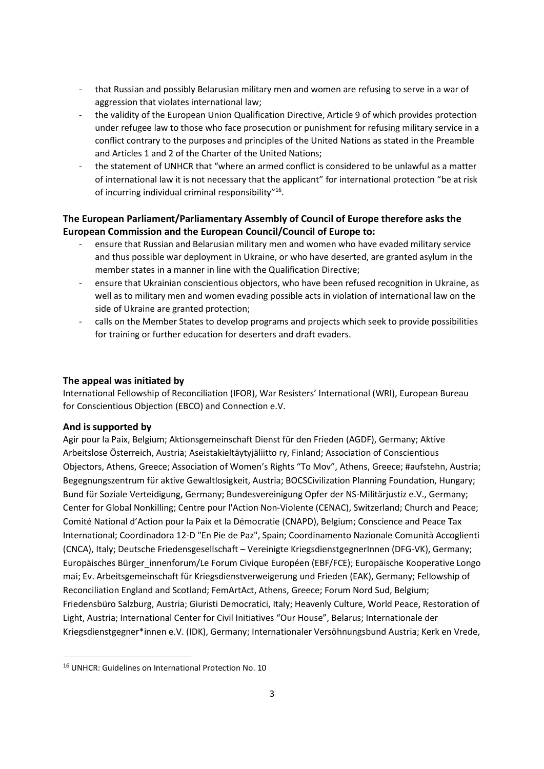- that Russian and possibly Belarusian military men and women are refusing to serve in a war of aggression that violates international law;
- the validity of the European Union Qualification Directive, Article 9 of which provides protection under refugee law to those who face prosecution or punishment for refusing military service in a conflict contrary to the purposes and principles of the United Nations as stated in the Preamble and Articles 1 and 2 of the Charter of the United Nations;
- the statement of UNHCR that "where an armed conflict is considered to be unlawful as a matter of international law it is not necessary that the applicant" for international protection "be at risk of incurring individual criminal responsibility"[16].

**The European Parliament/Parliamentary Assembly of Council of Europe therefore asks the European Commission and the European Council/Council of Europe to:**

- ensure that Russian and Belarusian military men and women who have evaded military service and thus possible war deployment in Ukraine, or who have deserted, are granted asylum in the member states in a manner in line with the Qualification Directive;
- ensure that Ukrainian conscientious objectors, who have been refused recognition in Ukraine, as well as to military men and women evading possible acts in violation of international law on the side of Ukraine are granted protection;
- calls on the Member States to develop programs and projects which seek to provide possibilities for training or further education for deserters and draft evaders.

**The appeal was initiated by**

International Fellowship of Reconciliation (IFOR), War Resisters' International (WRI), European Bureau for Conscientious Objection (EBCO) and Connection e.V.

**And is supported by**

Agir pour la Paix, Belgium; Aktionsgemeinschaft Dienst für den Frieden (AGDF), Germany; Aktive Arbeitslose Österreich, Austria; Aseistakieltäytyjäliitto ry, Finland; Association of Conscientious Objectors, Athens, Greece; Association of Women's Rights "To Mov", Athens, Greece; #aufstehn, Austria; Begegnungszentrum für aktive Gewaltlosigkeit, Austria; BOCSCivilization Planning Foundation, Hungary; Bund für Soziale Verteidigung, Germany; Bundesvereinigung Opfer der NS-Militärjustiz e.V., Germany; Center for Global Nonkilling; Centre pour l'Action Non-Violente (CENAC), Switzerland; Church and Peace; Comité National d'Action pour la Paix et la Démocratie (CNAPD), Belgium; Conscience and Peace Tax International; Coordinadora 12-D "En Pie de Paz", Spain; Coordinamento Nazionale Comunità Accoglienti (CNCA), Italy; Deutsche Friedensgesellschaft – Vereinigte KriegsdienstgegnerInnen (DFG-VK), Germany; Europäisches Bürger_innenforum/Le Forum Civique Européen (EBF/FCE); Europäische Kooperative Longo mai; Ev. Arbeitsgemeinschaft für Kriegsdienstverweigerung und Frieden (EAK), Germany; Fellowship of Reconciliation England and Scotland; FemArtAct, Athens, Greece; Forum Nord Sud, Belgium; Friedensbüro Salzburg, Austria; Giuristi Democratici, Italy; Heavenly Culture, World Peace, Restoration of Light, Austria; International Center for Civil Initiatives "Our House", Belarus; Internationale der Kriegsdienstgegner*innen e.V. (IDK), Germany; Internationaler Versöhnungsbund Austria; Kerk en Vrede,

[16] UNHCR: Guidelines on International Protection No. 10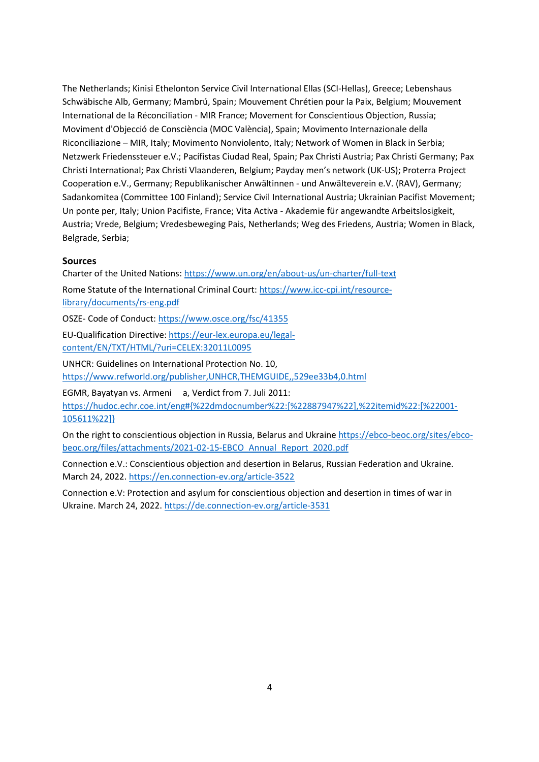The Netherlands; Kinisi Ethelonton Service Civil International Ellas (SCI-Hellas), Greece; Lebenshaus Schwäbische Alb, Germany; Mambrú, Spain; Mouvement Chrétien pour la Paix, Belgium; Mouvement International de la Réconciliation - MIR France; Movement for Conscientious Objection, Russia; Moviment d'Objecció de Consciència (MOC València), Spain; Movimento Internazionale della Riconciliazione – MIR, Italy; Movimento Nonviolento, Italy; Network of Women in Black in Serbia; Netzwerk Friedenssteuer e.V.; Pacífistas Ciudad Real, Spain; Pax Christi Austria; Pax Christi Germany; Pax Christi International; Pax Christi Vlaanderen, Belgium; Payday men's network (UK-US); Proterra Project Cooperation e.V., Germany; Republikanischer Anwältinnen - und Anwälteverein e.V. (RAV), Germany; Sadankomitea (Committee 100 Finland); Service Civil International Austria; Ukrainian Pacifist Movement; Un ponte per, Italy; Union Pacifiste, France; Vita Activa - Akademie für angewandte Arbeitslosigkeit, Austria; Vrede, Belgium; Vredesbeweging Pais, Netherlands; Weg des Friedens, Austria; Women in Black, Belgrade, Serbia;

**Sources**

Charter of the United Nations: https://www.un.org/en/about-us/un-charter/full-text

Rome Statute of the International Criminal Court: https://www.icc-cpi.int/resource-library/documents/rs-eng.pdf

OSZE- Code of Conduct: https://www.osce.org/fsc/41355

EU-Qualification Directive: https://eur-lex.europa.eu/legal-content/EN/TXT/HTML/?uri=CELEX:32011L0095

UNHCR: Guidelines on International Protection No. 10, https://www.refworld.org/publisher,UNHCR,THEMGUIDE,,529ee33b4,0.html

EGMR, Bayatyan vs. Armeni a, Verdict from 7. Juli 2011: https://hudoc.echr.coe.int/eng#{%22dmdocnumber%22:[%22887947%22],%22itemid%22:[%22001-105611%22]}

On the right to conscientious objection in Russia, Belarus and Ukraine https://ebco-beoc.org/sites/ebco-beoc.org/files/attachments/2021-02-15-EBCO_Annual_Report_2020.pdf

Connection e.V.: Conscientious objection and desertion in Belarus, Russian Federation and Ukraine. March 24, 2022. https://en.connection-ev.org/article-3522

Connection e.V: Protection and asylum for conscientious objection and desertion in times of war in Ukraine. March 24, 2022. https://de.connection-ev.org/article-3531